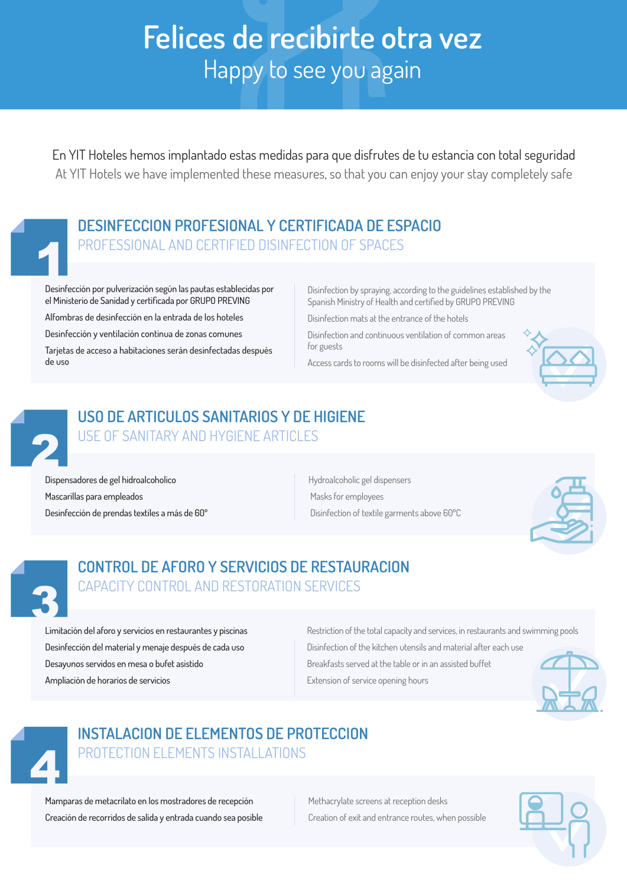# Felices de recibirte otra vez

## Happy to see you again

En YIT Hoteles hemos implantado estas medidas para que disfrutes de tu estancia con total seguridad

At YIT Hotels we have implemented these measures, so that you can enjoy your stay completely safe

## 1 DESINFECCION PROFESIONAL Y CERTIFICADA DE ESPACIO

### PROFESSIONAL AND CERTIFIED DISINFECTION OF SPACES

Desinfección por pulverización según las pautas establecidas por el Ministerio de Sanidad y certificada por GRUPO PREVING

Alfombras de desinfección en la entrada de los hoteles

Desinfección y ventilación continua de zonas comunes

Tarjetas de acceso a habitaciones serán desinfectadas después de uso

Disinfection by spraying, according to the guidelines established by the Spanish Ministry of Health and certified by GRUPO PREVING

Disinfection mats at the entrance of the hotels

Disinfection and continuous ventilation of common areas for guests

Access cards to rooms will be disinfected after being used

## 2 USO DE ARTICULOS SANITARIOS Y DE HIGIENE

### USE OF SANITARY AND HYGIENE ARTICLES

Dispensadores de gel hidroalcoholico

Mascarillas para empleados

Desinfección de prendas textiles a más de 60°

Hydroalcoholic gel dispensers

Masks for employees

Disinfection of textile garments above 60°C

## 3 CONTROL DE AFORO Y SERVICIOS DE RESTAURACION

### CAPACITY CONTROL AND RESTORATION SERVICES

Limitación del aforo y servicios en restaurantes y piscinas

Desinfección del material y menaje después de cada uso

Desayunos servidos en mesa o bufet asistido

Ampliación de horarios de servicios

Restriction of the total capacity and services, in restaurants and swimming pools

Disinfection of the kitchen utensils and material after each use

Breakfasts served at the table or in an assisted buffet

Extension of service opening hours

## 4 INSTALACION DE ELEMENTOS DE PROTECCION

### PROTECTION ELEMENTS INSTALLATIONS

Mamparas de metacrilato en los mostradores de recepción

Creación de recorridos de salida y entrada cuando sea posible

Methacrylate screens at reception desks

Creation of exit and entrance routes, when possible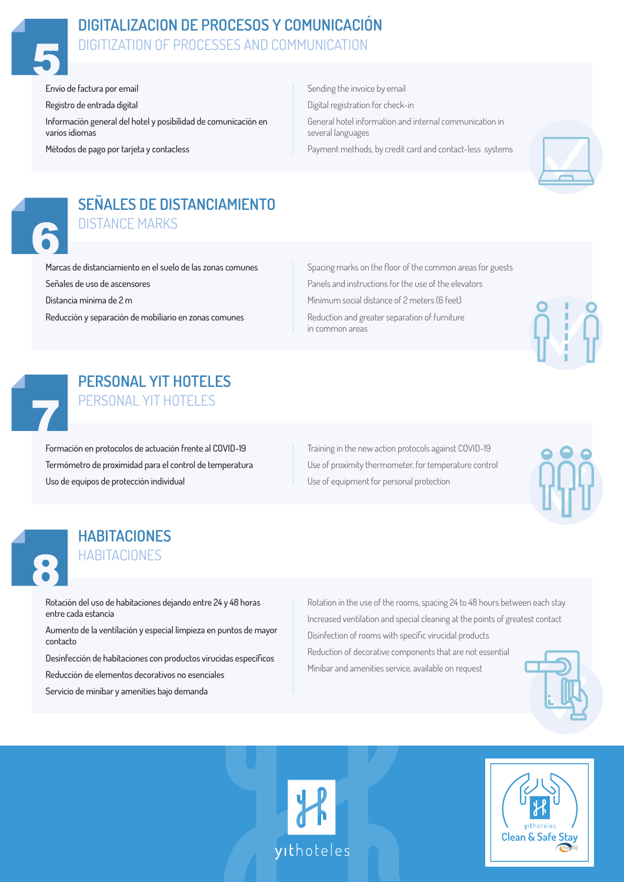## 5 DIGITALIZACION DE PROCESOS Y COMUNICACIÓN

### DIGITIZATION OF PROCESSES AND COMMUNICATION

- Envio de factura por email
- Registro de entrada digital
- Información general del hotel y posibilidad de comunicación en varios idiomas
- Métodos de pago por tarjeta y contacless

- Sending the invoice by email
- Digital registration for check-in
- General hotel information and internal communication in several languages
- Payment methods, by credit card and contact-less systems

## 6 SEÑALES DE DISTANCIAMIENTO

### DISTANCE MARKS

- Marcas de distanciamiento en el suelo de las zonas comunes
- Señales de uso de ascensores
- Distancia mínima de 2 m
- Reducción y separación de mobiliario en zonas comunes

- Spacing marks on the floor of the common areas for guests
- Panels and instructions for the use of the elevators
- Minimum social distance of 2 meters (6 feet)
- Reduction and greater separation of furniture in common areas

## 7 PERSONAL YIT HOTELES

### PERSONAL YIT HOTELES

- Formación en protocolos de actuación frente al COVID-19
- Termómetro de proximidad para el control de temperatura
- Uso de equipos de protección individual

- Training in the new action protocols against COVID-19
- Use of proximity thermometer, for temperature control
- Use of equipment for personal protection

## 8 HABITACIONES

### HABITACIONES

- Rotación del uso de habitaciones dejando entre 24 y 48 horas entre cada estancia
- Aumento de la ventilación y especial limpieza en puntos de mayor contacto
- Desinfección de habitaciones con productos virucidas específicos
- Reducción de elementos decorativos no esenciales
- Servicio de minibar y amenities bajo demanda

- Rotation in the use of the rooms, spacing 24 to 48 hours between each stay
- Increased ventilation and special cleaning at the points of greatest contact
- Disinfection of rooms with specific virucidal products
- Reduction of decorative components that are not essential
- Minibar and amenities service, available on request

yithoteles

yithoteles Clean & Safe Stay